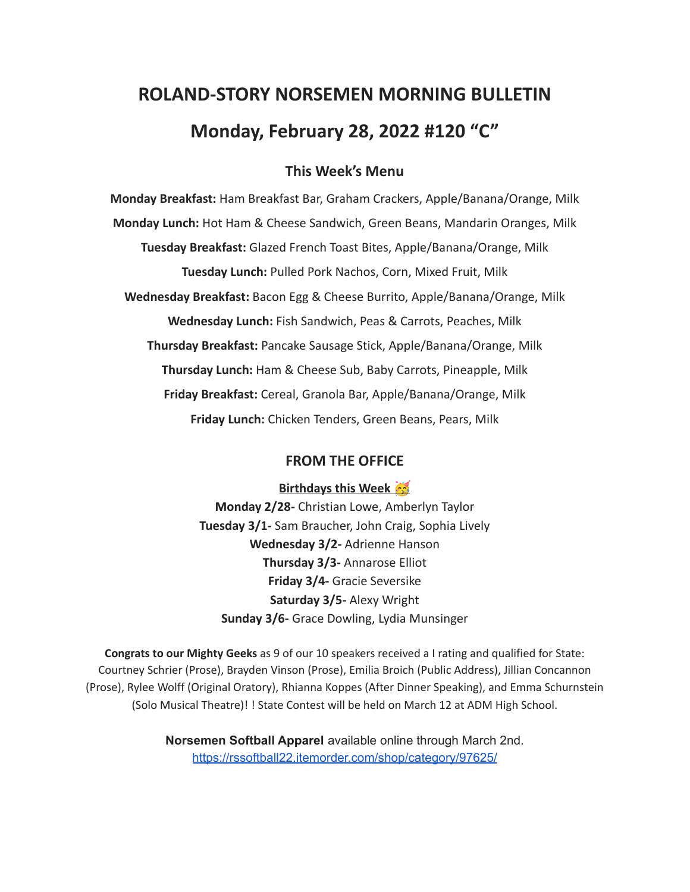# ROLAND-STORY NORSEMEN MORNING BULLETIN

## Monday, February 28, 2022 #120 "C"

### This Week's Menu

**Monday Breakfast:** Ham Breakfast Bar, Graham Crackers, Apple/Banana/Orange, Milk

**Monday Lunch:** Hot Ham & Cheese Sandwich, Green Beans, Mandarin Oranges, Milk

**Tuesday Breakfast:** Glazed French Toast Bites, Apple/Banana/Orange, Milk

**Tuesday Lunch:** Pulled Pork Nachos, Corn, Mixed Fruit, Milk

**Wednesday Breakfast:** Bacon Egg & Cheese Burrito, Apple/Banana/Orange, Milk

**Wednesday Lunch:** Fish Sandwich, Peas & Carrots, Peaches, Milk

**Thursday Breakfast:** Pancake Sausage Stick, Apple/Banana/Orange, Milk

**Thursday Lunch:** Ham & Cheese Sub, Baby Carrots, Pineapple, Milk

**Friday Breakfast:** Cereal, Granola Bar, Apple/Banana/Orange, Milk

**Friday Lunch:** Chicken Tenders, Green Beans, Pears, Milk

### FROM THE OFFICE

**Birthdays this Week 🥳**

**Monday 2/28-** Christian Lowe, Amberlyn Taylor
**Tuesday 3/1-** Sam Braucher, John Craig, Sophia Lively
**Wednesday 3/2-** Adrienne Hanson
**Thursday 3/3-** Annarose Elliot
**Friday 3/4-** Gracie Seversike
**Saturday 3/5-** Alexy Wright
**Sunday 3/6-** Grace Dowling, Lydia Munsinger

**Congrats to our Mighty Geeks** as 9 of our 10 speakers received a I rating and qualified for State: Courtney Schrier (Prose), Brayden Vinson (Prose), Emilia Broich (Public Address), Jillian Concannon (Prose), Rylee Wolff (Original Oratory), Rhianna Koppes (After Dinner Speaking), and Emma Schurnstein (Solo Musical Theatre)! ! State Contest will be held on March 12 at ADM High School.

**Norsemen Softball Apparel** available online through March 2nd.
https://rssoftball22.itemorder.com/shop/category/97625/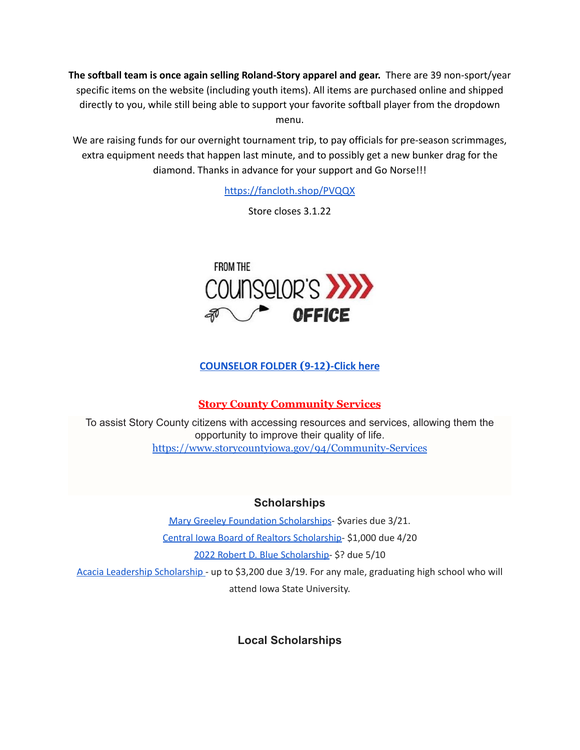**The softball team is once again selling Roland-Story apparel and gear.** There are 39 non-sport/year specific items on the website (including youth items). All items are purchased online and shipped directly to you, while still being able to support your favorite softball player from the dropdown menu.

We are raising funds for our overnight tournament trip, to pay officials for pre-season scrimmages, extra equipment needs that happen last minute, and to possibly get a new bunker drag for the diamond. Thanks in advance for your support and Go Norse!!!

https://fancloth.shop/PVQQX

Store closes 3.1.22

FROM THE COUNSELOR'S OFFICE

**COUNSELOR FOLDER (9-12)-Click here**

**Story County Community Services**

To assist Story County citizens with accessing resources and services, allowing them the opportunity to improve their quality of life.
https://www.storycountyiowa.gov/94/Community-Services

## Scholarships

Mary Greeley Foundation Scholarships- $varies due 3/21.

Central Iowa Board of Realtors Scholarship- $1,000 due 4/20

2022 Robert D. Blue Scholarship- $? due 5/10

Acacia Leadership Scholarship - up to $3,200 due 3/19. For any male, graduating high school who will attend Iowa State University.

## Local Scholarships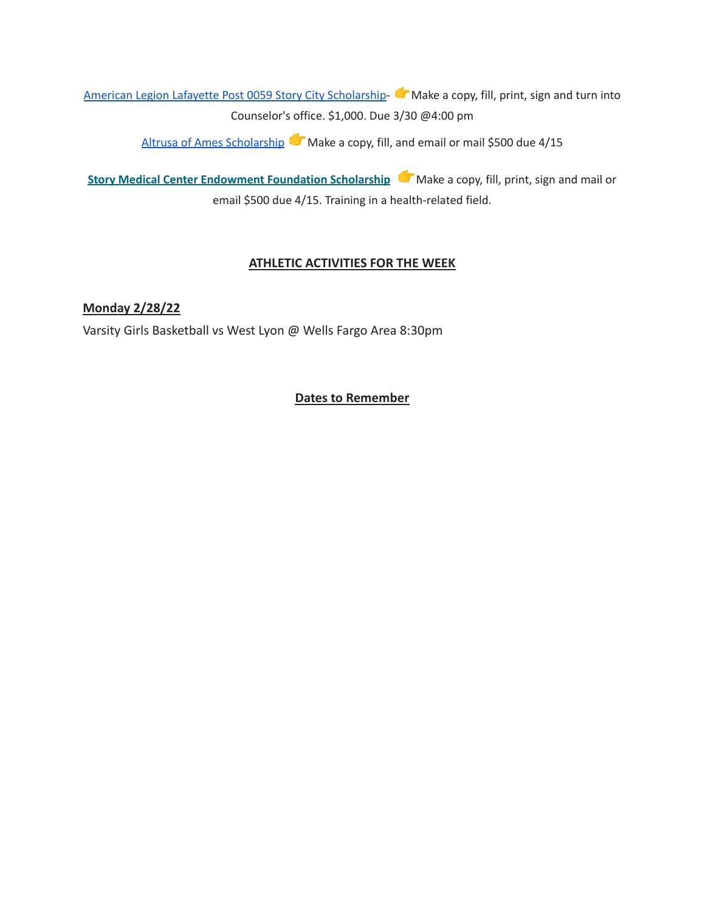American Legion Lafayette Post 0059 Story City Scholarship- 👉Make a copy, fill, print, sign and turn into Counselor's office. $1,000. Due 3/30 @4:00 pm

Altrusa of Ames Scholarship 👉Make a copy, fill, and email or mail $500 due 4/15

**Story Medical Center Endowment Foundation Scholarship** 👉Make a copy, fill, print, sign and mail or email $500 due 4/15. Training in a health-related field.

## ATHLETIC ACTIVITIES FOR THE WEEK

**Monday 2/28/22**

Varsity Girls Basketball vs West Lyon @ Wells Fargo Area 8:30pm

## Dates to Remember